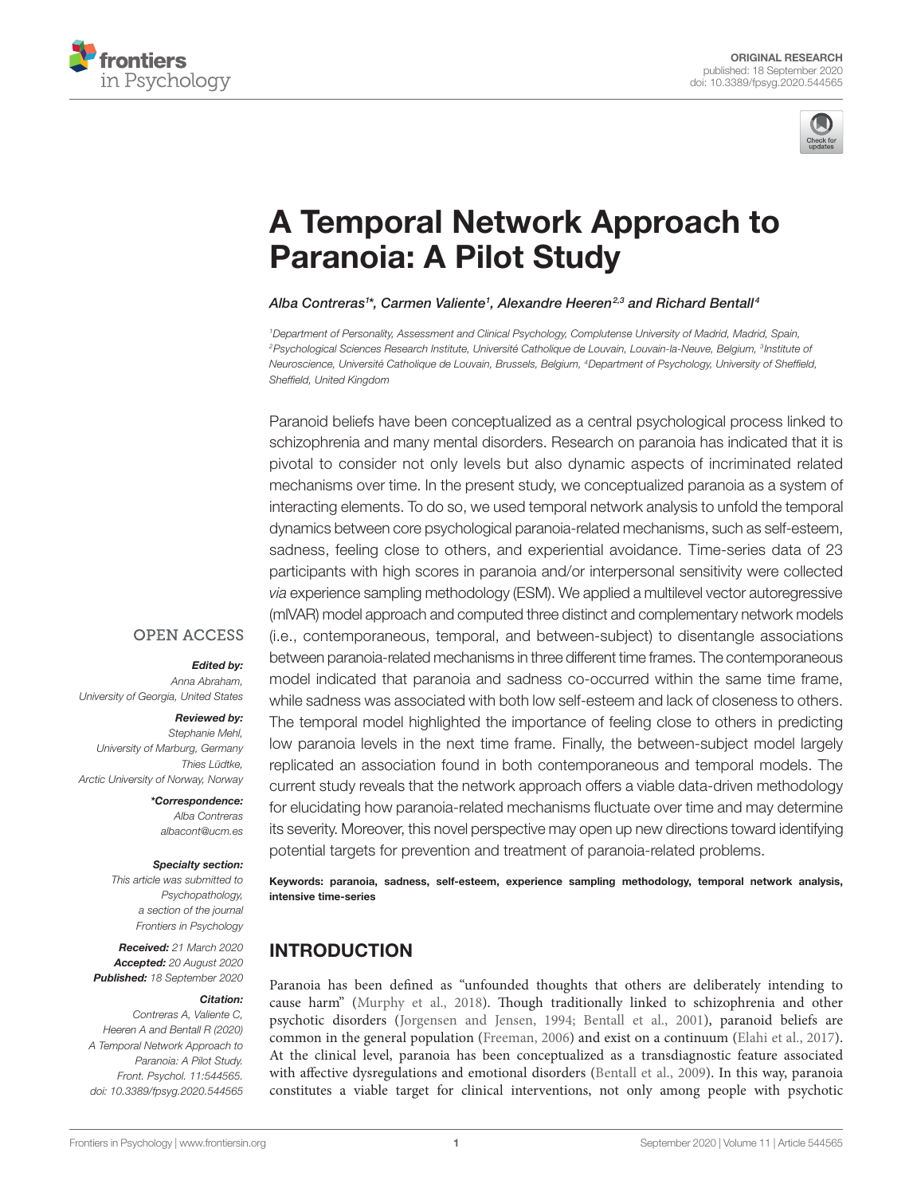ORIGINAL RESEARCH
published: 18 September 2020
doi: 10.3389/fpsyg.2020.544565

# A Temporal Network Approach to Paranoia: A Pilot Study

*Alba Contreras[1]\*, Carmen Valiente[1], Alexandre Heeren[2,3] and Richard Bentall[4]*

[1]Department of Personality, Assessment and Clinical Psychology, Complutense University of Madrid, Madrid, Spain, [2]Psychological Sciences Research Institute, Université Catholique de Louvain, Louvain-la-Neuve, Belgium, [3]Institute of Neuroscience, Université Catholique de Louvain, Brussels, Belgium, [4]Department of Psychology, University of Sheffield, Sheffield, United Kingdom

Paranoid beliefs have been conceptualized as a central psychological process linked to schizophrenia and many mental disorders. Research on paranoia has indicated that it is pivotal to consider not only levels but also dynamic aspects of incriminated related mechanisms over time. In the present study, we conceptualized paranoia as a system of interacting elements. To do so, we used temporal network analysis to unfold the temporal dynamics between core psychological paranoia-related mechanisms, such as self-esteem, sadness, feeling close to others, and experiential avoidance. Time-series data of 23 participants with high scores in paranoia and/or interpersonal sensitivity were collected *via* experience sampling methodology (ESM). We applied a multilevel vector autoregressive (mlVAR) model approach and computed three distinct and complementary network models (i.e., contemporaneous, temporal, and between-subject) to disentangle associations between paranoia-related mechanisms in three different time frames. The contemporaneous model indicated that paranoia and sadness co-occurred within the same time frame, while sadness was associated with both low self-esteem and lack of closeness to others. The temporal model highlighted the importance of feeling close to others in predicting low paranoia levels in the next time frame. Finally, the between-subject model largely replicated an association found in both contemporaneous and temporal models. The current study reveals that the network approach offers a viable data-driven methodology for elucidating how paranoia-related mechanisms fluctuate over time and may determine its severity. Moreover, this novel perspective may open up new directions toward identifying potential targets for prevention and treatment of paranoia-related problems.

**Keywords: paranoia, sadness, self-esteem, experience sampling methodology, temporal network analysis, intensive time-series**

OPEN ACCESS

***Edited by:***
*Anna Abraham, University of Georgia, United States*

***Reviewed by:***
*Stephanie Mehl, University of Marburg, Germany*
*Thies Lüdtke, Arctic University of Norway, Norway*

***\*Correspondence:***
*Alba Contreras*
*albacont@ucm.es*

***Specialty section:***
*This article was submitted to Psychopathology, a section of the journal Frontiers in Psychology*

***Received:*** *21 March 2020*
***Accepted:*** *20 August 2020*
***Published:*** *18 September 2020*

***Citation:***
*Contreras A, Valiente C, Heeren A and Bentall R (2020) A Temporal Network Approach to Paranoia: A Pilot Study. Front. Psychol. 11:544565. doi: 10.3389/fpsyg.2020.544565*

## INTRODUCTION

Paranoia has been defined as "unfounded thoughts that others are deliberately intending to cause harm" (Murphy et al., 2018). Though traditionally linked to schizophrenia and other psychotic disorders (Jorgensen and Jensen, 1994; Bentall et al., 2001), paranoid beliefs are common in the general population (Freeman, 2006) and exist on a continuum (Elahi et al., 2017). At the clinical level, paranoia has been conceptualized as a transdiagnostic feature associated with affective dysregulations and emotional disorders (Bentall et al., 2009). In this way, paranoia constitutes a viable target for clinical interventions, not only among people with psychotic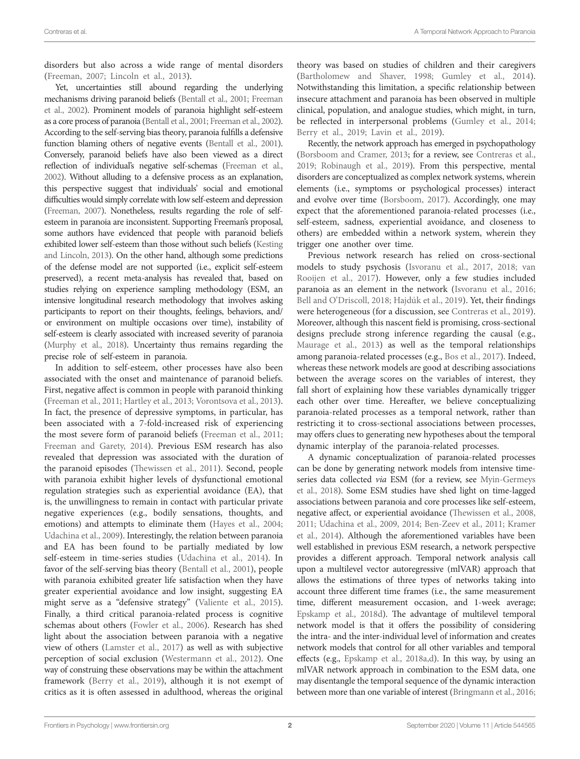disorders but also across a wide range of mental disorders (Freeman, 2007; Lincoln et al., 2013).

Yet, uncertainties still abound regarding the underlying mechanisms driving paranoid beliefs (Bentall et al., 2001; Freeman et al., 2002). Prominent models of paranoia highlight self-esteem as a core process of paranoia (Bentall et al., 2001; Freeman et al., 2002). According to the self-serving bias theory, paranoia fulfills a defensive function blaming others of negative events (Bentall et al., 2001). Conversely, paranoid beliefs have also been viewed as a direct reflection of individual's negative self-schemas (Freeman et al., 2002). Without alluding to a defensive process as an explanation, this perspective suggest that individuals' social and emotional difficulties would simply correlate with low self-esteem and depression (Freeman, 2007). Nonetheless, results regarding the role of self-esteem in paranoia are inconsistent. Supporting Freeman's proposal, some authors have evidenced that people with paranoid beliefs exhibited lower self-esteem than those without such beliefs (Kesting and Lincoln, 2013). On the other hand, although some predictions of the defense model are not supported (i.e., explicit self-esteem preserved), a recent meta-analysis has revealed that, based on studies relying on experience sampling methodology (ESM, an intensive longitudinal research methodology that involves asking participants to report on their thoughts, feelings, behaviors, and/or environment on multiple occasions over time), instability of self-esteem is clearly associated with increased severity of paranoia (Murphy et al., 2018). Uncertainty thus remains regarding the precise role of self-esteem in paranoia.

In addition to self-esteem, other processes have also been associated with the onset and maintenance of paranoid beliefs. First, negative affect is common in people with paranoid thinking (Freeman et al., 2011; Hartley et al., 2013; Vorontsova et al., 2013). In fact, the presence of depressive symptoms, in particular, has been associated with a 7-fold-increased risk of experiencing the most severe form of paranoid beliefs (Freeman et al., 2011; Freeman and Garety, 2014). Previous ESM research has also revealed that depression was associated with the duration of the paranoid episodes (Thewissen et al., 2011). Second, people with paranoia exhibit higher levels of dysfunctional emotional regulation strategies such as experiential avoidance (EA), that is, the unwillingness to remain in contact with particular private negative experiences (e.g., bodily sensations, thoughts, and emotions) and attempts to eliminate them (Hayes et al., 2004; Udachina et al., 2009). Interestingly, the relation between paranoia and EA has been found to be partially mediated by low self-esteem in time-series studies (Udachina et al., 2014). In favor of the self-serving bias theory (Bentall et al., 2001), people with paranoia exhibited greater life satisfaction when they have greater experiential avoidance and low insight, suggesting EA might serve as a "defensive strategy" (Valiente et al., 2015). Finally, a third critical paranoia-related process is cognitive schemas about others (Fowler et al., 2006). Research has shed light about the association between paranoia with a negative view of others (Lamster et al., 2017) as well as with subjective perception of social exclusion (Westermann et al., 2012). One way of construing these observations may be within the attachment framework (Berry et al., 2019), although it is not exempt of critics as it is often assessed in adulthood, whereas the original theory was based on studies of children and their caregivers (Bartholomew and Shaver, 1998; Gumley et al., 2014). Notwithstanding this limitation, a specific relationship between insecure attachment and paranoia has been observed in multiple clinical, population, and analogue studies, which might, in turn, be reflected in interpersonal problems (Gumley et al., 2014; Berry et al., 2019; Lavin et al., 2019).

Recently, the network approach has emerged in psychopathology (Borsboom and Cramer, 2013; for a review, see Contreras et al., 2019; Robinaugh et al., 2019). From this perspective, mental disorders are conceptualized as complex network systems, wherein elements (i.e., symptoms or psychological processes) interact and evolve over time (Borsboom, 2017). Accordingly, one may expect that the aforementioned paranoia-related processes (i.e., self-esteem, sadness, experiential avoidance, and closeness to others) are embedded within a network system, wherein they trigger one another over time.

Previous network research has relied on cross-sectional models to study psychosis (Isvoranu et al., 2017, 2018; van Rooijen et al., 2017). However, only a few studies included paranoia as an element in the network (Isvoranu et al., 2016; Bell and O'Driscoll, 2018; Hajdúk et al., 2019). Yet, their findings were heterogeneous (for a discussion, see Contreras et al., 2019). Moreover, although this nascent field is promising, cross-sectional designs preclude strong inference regarding the causal (e.g., Maurage et al., 2013) as well as the temporal relationships among paranoia-related processes (e.g., Bos et al., 2017). Indeed, whereas these network models are good at describing associations between the average scores on the variables of interest, they fall short of explaining how these variables dynamically trigger each other over time. Hereafter, we believe conceptualizing paranoia-related processes as a temporal network, rather than restricting it to cross-sectional associations between processes, may offers clues to generating new hypotheses about the temporal dynamic interplay of the paranoia-related processes.

A dynamic conceptualization of paranoia-related processes can be done by generating network models from intensive time-series data collected *via* ESM (for a review, see Myin-Germeys et al., 2018). Some ESM studies have shed light on time-lagged associations between paranoia and core processes like self-esteem, negative affect, or experiential avoidance (Thewissen et al., 2008, 2011; Udachina et al., 2009, 2014; Ben-Zeev et al., 2011; Kramer et al., 2014). Although the aforementioned variables have been well established in previous ESM research, a network perspective provides a different approach. Temporal network analysis call upon a multilevel vector autoregressive (mlVAR) approach that allows the estimations of three types of networks taking into account three different time frames (i.e., the same measurement time, different measurement occasion, and 1-week average; Epskamp et al., 2018d). The advantage of multilevel temporal network model is that it offers the possibility of considering the intra- and the inter-individual level of information and creates network models that control for all other variables and temporal effects (e.g., Epskamp et al., 2018a,d). In this way, by using an mlVAR network approach in combination to the ESM data, one may disentangle the temporal sequence of the dynamic interaction between more than one variable of interest (Bringmann et al., 2016;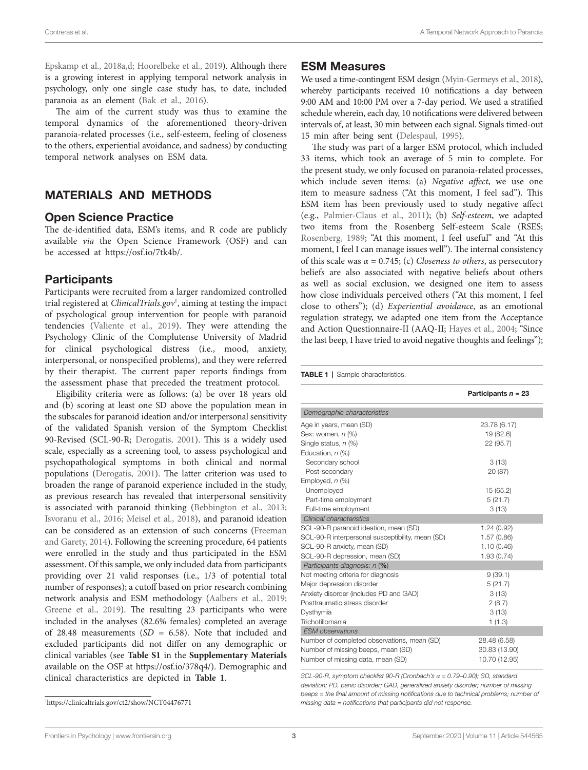Epskamp et al., 2018a,d; Hoorelbeke et al., 2019). Although there is a growing interest in applying temporal network analysis in psychology, only one single case study has, to date, included paranoia as an element (Bak et al., 2016).

The aim of the current study was thus to examine the temporal dynamics of the aforementioned theory-driven paranoia-related processes (i.e., self-esteem, feeling of closeness to the others, experiential avoidance, and sadness) by conducting temporal network analyses on ESM data.

## MATERIALS AND METHODS

### Open Science Practice

The de-identified data, ESM's items, and R code are publicly available *via* the Open Science Framework (OSF) and can be accessed at https://osf.io/7tk4b/.

### Participants

Participants were recruited from a larger randomized controlled trial registered at *ClinicalTrials.gov*[1], aiming at testing the impact of psychological group intervention for people with paranoid tendencies (Valiente et al., 2019). They were attending the Psychology Clinic of the Complutense University of Madrid for clinical psychological distress (i.e., mood, anxiety, interpersonal, or nonspecified problems), and they were referred by their therapist. The current paper reports findings from the assessment phase that preceded the treatment protocol.

Eligibility criteria were as follows: (a) be over 18 years old and (b) scoring at least one SD above the population mean in the subscales for paranoid ideation and/or interpersonal sensitivity of the validated Spanish version of the Symptom Checklist 90-Revised (SCL-90-R; Derogatis, 2001). This is a widely used scale, especially as a screening tool, to assess psychological and psychopathological symptoms in both clinical and normal populations (Derogatis, 2001). The latter criterion was used to broaden the range of paranoid experience included in the study, as previous research has revealed that interpersonal sensitivity is associated with paranoid thinking (Bebbington et al., 2013; Isvoranu et al., 2016; Meisel et al., 2018), and paranoid ideation can be considered as an extension of such concerns (Freeman and Garety, 2014). Following the screening procedure, 64 patients were enrolled in the study and thus participated in the ESM assessment. Of this sample, we only included data from participants providing over 21 valid responses (i.e., 1/3 of potential total number of responses); a cutoff based on prior research combining network analysis and ESM methodology (Aalbers et al., 2019; Greene et al., 2019). The resulting 23 participants who were included in the analyses (82.6% females) completed an average of 28.48 measurements ($SD$ = 6.58). Note that included and excluded participants did not differ on any demographic or clinical variables (see **Table S1** in the **Supplementary Materials** available on the OSF at https://osf.io/378q4/). Demographic and clinical characteristics are depicted in **Table 1**.

[1] https://clinicaltrials.gov/ct2/show/NCT04476771

### ESM Measures

We used a time-contingent ESM design (Myin-Germeys et al., 2018), whereby participants received 10 notifications a day between 9:00 AM and 10:00 PM over a 7-day period. We used a stratified schedule wherein, each day, 10 notifications were delivered between intervals of, at least, 30 min between each signal. Signals timed-out 15 min after being sent (Delespaul, 1995).

The study was part of a larger ESM protocol, which included 33 items, which took an average of 5 min to complete. For the present study, we only focused on paranoia-related processes, which include seven items: (a) *Negative affect*, we use one item to measure sadness ("At this moment, I feel sad"). This ESM item has been previously used to study negative affect (e.g., Palmier-Claus et al., 2011); (b) *Self-esteem*, we adapted two items from the Rosenberg Self-esteem Scale (RSES; Rosenberg, 1989; "At this moment, I feel useful" and "At this moment, I feel I can manage issues well"). The internal consistency of this scale was $\alpha$ = 0.745; (c) *Closeness to others*, as persecutory beliefs are also associated with negative beliefs about others as well as social exclusion, we designed one item to assess how close individuals perceived others ("At this moment, I feel close to others"); (d) *Experiential avoidance*, as an emotional regulation strategy, we adapted one item from the Acceptance and Action Questionnaire-II (AAQ-II; Hayes et al., 2004; "Since the last beep, I have tried to avoid negative thoughts and feelings");

**TABLE 1** | Sample characteristics.

| | **Participants $n$ = 23** |
|---|---|
| *Demographic characteristics* | |
| Age in years, mean (SD) | 23.78 (6.17) |
| Sex: women, $n$ (%) | 19 (82.6) |
| Single status, $n$ (%) | 22 (95.7) |
| Education, $n$ (%) | |
| Secondary school | 3 (13) |
| Post-secondary | 20 (87) |
| Employed, $n$ (%) | |
| Unemployed | 15 (65.2) |
| Part-time employment | 5 (21.7) |
| Full-time employment | 3 (13) |
| *Clinical characteristics* | |
| SCL-90-R paranoid ideation, mean (SD) | 1.24 (0.92) |
| SCL-90-R interpersonal susceptibility, mean (SD) | 1.57 (0.86) |
| SCL-90-R anxiety, mean (SD) | 1.10 (0.46) |
| SCL-90-R depression, mean (SD) | 1.93 (0.74) |
| *Participants diagnosis: $n$* (**%**) | |
| Not meeting criteria for diagnosis | 9 (39.1) |
| Major depression disorder | 5 (21.7) |
| Anxiety disorder (includes PD and GAD) | 3 (13) |
| Posttraumatic stress disorder | 2 (8.7) |
| Dysthymia | 3 (13) |
| Trichotillomania | 1 (1.3) |
| *ESM observations* | |
| Number of completed observations, mean (SD) | 28.48 (6.58) |
| Number of missing beeps, mean (SD) | 30.83 (13.90) |
| Number of missing data, mean (SD) | 10.70 (12.95) |

*SCL-90-R, symptom checklist 90-R (Cronbach's $\alpha$ = 0.79–0.90); SD, standard deviation; PD, panic disorder; GAD, generalized anxiety disorder; number of missing beeps = the final amount of missing notifications due to technical problems; number of missing data = notifications that participants did not response.*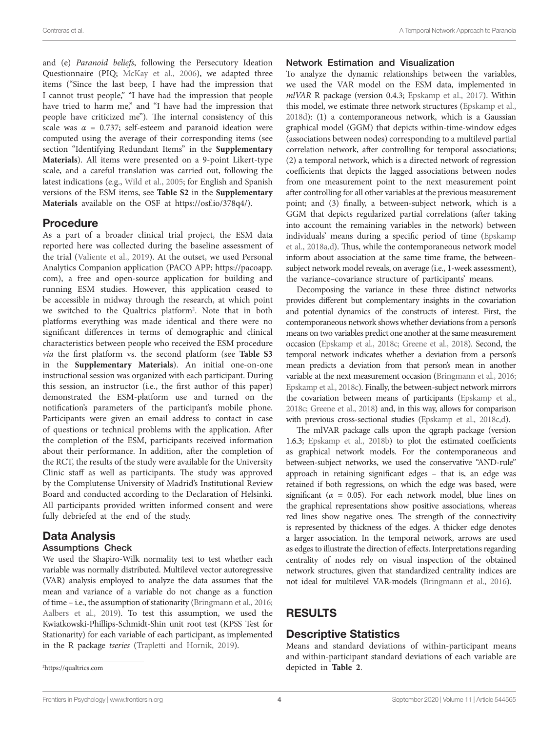and (e) *Paranoid beliefs*, following the Persecutory Ideation Questionnaire (PIQ; McKay et al., 2006), we adapted three items ("Since the last beep, I have had the impression that I cannot trust people," "I have had the impression that people have tried to harm me," and "I have had the impression that people have criticized me"). The internal consistency of this scale was $\alpha$ = 0.737; self-esteem and paranoid ideation were computed using the average of their corresponding items (see section "Identifying Redundant Items" in the **Supplementary Materials**). All items were presented on a 9-point Likert-type scale, and a careful translation was carried out, following the latest indications (e.g., Wild et al., 2005; for English and Spanish versions of the ESM items, see **Table S2** in the **Supplementary Materials** available on the OSF at https://osf.io/378q4/).

## Procedure

As a part of a broader clinical trial project, the ESM data reported here was collected during the baseline assessment of the trial (Valiente et al., 2019). At the outset, we used Personal Analytics Companion application (PACO APP; https://pacoapp.com), a free and open-source application for building and running ESM studies. However, this application ceased to be accessible in midway through the research, at which point we switched to the Qualtrics platform[2]. Note that in both platforms everything was made identical and there were no significant differences in terms of demographic and clinical characteristics between people who received the ESM procedure *via* the first platform vs. the second platform (see **Table S3** in the **Supplementary Materials**). An initial one-on-one instructional session was organized with each participant. During this session, an instructor (i.e., the first author of this paper) demonstrated the ESM-platform use and turned on the notification's parameters of the participant's mobile phone. Participants were given an email address to contact in case of questions or technical problems with the application. After the completion of the ESM, participants received information about their performance. In addition, after the completion of the RCT, the results of the study were available for the University Clinic staff as well as participants. The study was approved by the Complutense University of Madrid's Institutional Review Board and conducted according to the Declaration of Helsinki. All participants provided written informed consent and were fully debriefed at the end of the study.

## Data Analysis

### Assumptions Check

We used the Shapiro-Wilk normality test to test whether each variable was normally distributed. Multilevel vector autoregressive (VAR) analysis employed to analyze the data assumes that the mean and variance of a variable do not change as a function of time – i.e., the assumption of stationarity (Bringmann et al., 2016; Aalbers et al., 2019). To test this assumption, we used the Kwiatkowski-Phillips-Schmidt-Shin unit root test (KPSS Test for Stationarity) for each variable of each participant, as implemented in the R package *tseries* (Trapletti and Hornik, 2019).

[2] https://qualtrics.com

### Network Estimation and Visualization

To analyze the dynamic relationships between the variables, we used the VAR model on the ESM data, implemented in *mlVAR* R package (version 0.4.3; Epskamp et al., 2017). Within this model, we estimate three network structures (Epskamp et al., 2018d): (1) a contemporaneous network, which is a Gaussian graphical model (GGM) that depicts within-time-window edges (associations between nodes) corresponding to a multilevel partial correlation network, after controlling for temporal associations; (2) a temporal network, which is a directed network of regression coefficients that depicts the lagged associations between nodes from one measurement point to the next measurement point after controlling for all other variables at the previous measurement point; and (3) finally, a between-subject network, which is a GGM that depicts regularized partial correlations (after taking into account the remaining variables in the network) between individuals' means during a specific period of time (Epskamp et al., 2018a,d). Thus, while the contemporaneous network model inform about association at the same time frame, the between-subject network model reveals, on average (i.e., 1-week assessment), the variance–covariance structure of participants' means.

Decomposing the variance in these three distinct networks provides different but complementary insights in the covariation and potential dynamics of the constructs of interest. First, the contemporaneous network shows whether deviations from a person's means on two variables predict one another at the same measurement occasion (Epskamp et al., 2018c; Greene et al., 2018). Second, the temporal network indicates whether a deviation from a person's mean predicts a deviation from that person's mean in another variable at the next measurement occasion (Bringmann et al., 2016; Epskamp et al., 2018c). Finally, the between-subject network mirrors the covariation between means of participants (Epskamp et al., 2018c; Greene et al., 2018) and, in this way, allows for comparison with previous cross-sectional studies (Epskamp et al., 2018c,d).

The mlVAR package calls upon the qgraph package (version 1.6.3; Epskamp et al., 2018b) to plot the estimated coefficients as graphical network models. For the contemporaneous and between-subject networks, we used the conservative "AND-rule" approach in retaining significant edges – that is, an edge was retained if both regressions, on which the edge was based, were significant ($\alpha$ = 0.05). For each network model, blue lines on the graphical representations show positive associations, whereas red lines show negative ones. The strength of the connectivity is represented by thickness of the edges. A thicker edge denotes a larger association. In the temporal network, arrows are used as edges to illustrate the direction of effects. Interpretations regarding centrality of nodes rely on visual inspection of the obtained network structures, given that standardized centrality indices are not ideal for multilevel VAR-models (Bringmann et al., 2016).

# RESULTS

## Descriptive Statistics

Means and standard deviations of within-participant means and within-participant standard deviations of each variable are depicted in **Table 2**.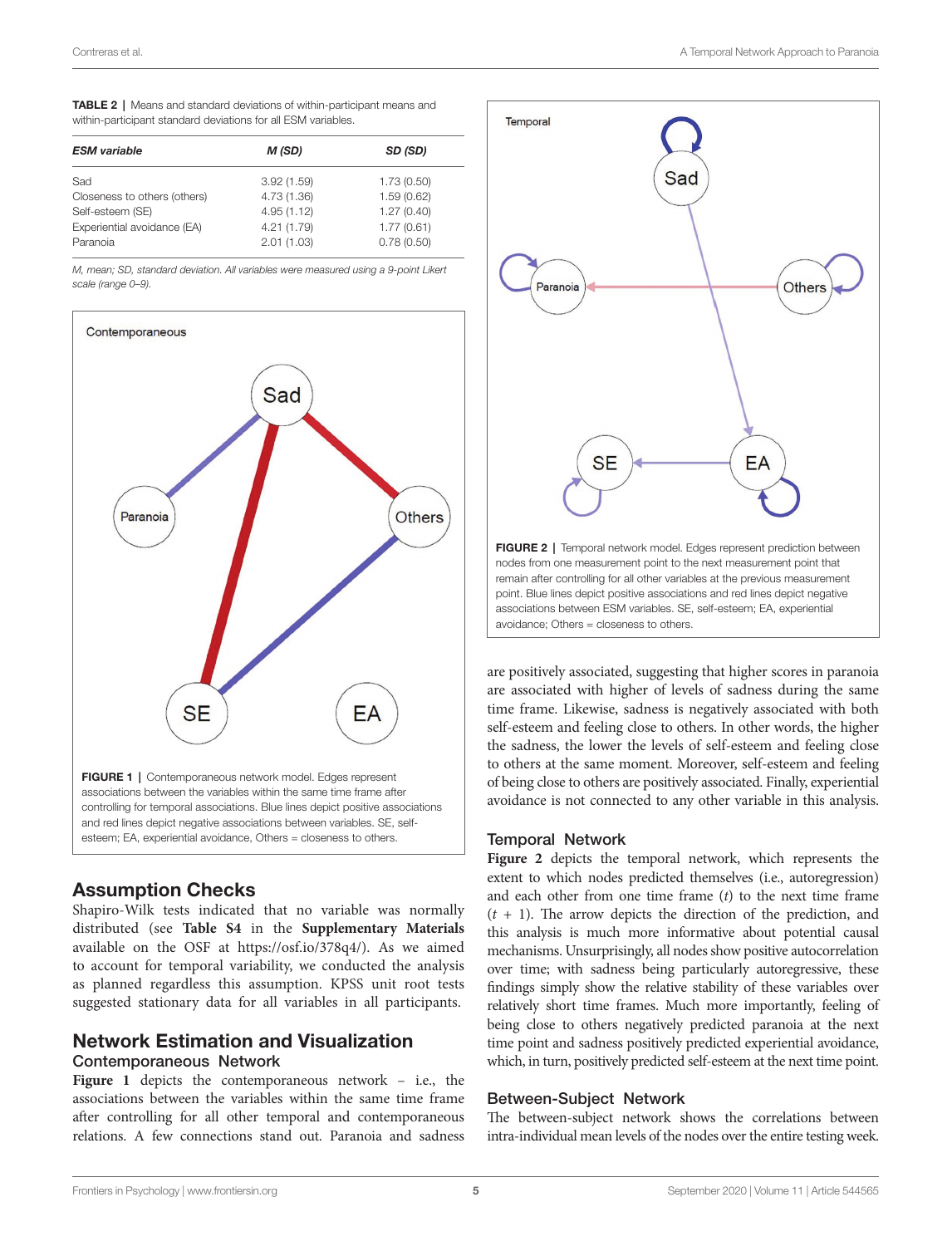**TABLE 2** | Means and standard deviations of within-participant means and within-participant standard deviations for all ESM variables.

| ESM variable | M (SD) | SD (SD) |
|---|---|---|
| Sad | 3.92 (1.59) | 1.73 (0.50) |
| Closeness to others (others) | 4.73 (1.36) | 1.59 (0.62) |
| Self-esteem (SE) | 4.95 (1.12) | 1.27 (0.40) |
| Experiential avoidance (EA) | 4.21 (1.79) | 1.77 (0.61) |
| Paranoia | 2.01 (1.03) | 0.78 (0.50) |

*M, mean; SD, standard deviation. All variables were measured using a 9-point Likert scale (range 0–9).*

**FIGURE 1** | Contemporaneous network model. Edges represent associations between the variables within the same time frame after controlling for temporal associations. Blue lines depict positive associations and red lines depict negative associations between variables. SE, self-esteem; EA, experiential avoidance, Others = closeness to others.

**FIGURE 2** | Temporal network model. Edges represent prediction between nodes from one measurement point to the next measurement point that remain after controlling for all other variables at the previous measurement point. Blue lines depict positive associations and red lines depict negative associations between ESM variables. SE, self-esteem; EA, experiential avoidance; Others = closeness to others.

## Assumption Checks

Shapiro-Wilk tests indicated that no variable was normally distributed (see **Table S4** in the **Supplementary Materials** available on the OSF at https://osf.io/378q4/). As we aimed to account for temporal variability, we conducted the analysis as planned regardless this assumption. KPSS unit root tests suggested stationary data for all variables in all participants.

## Network Estimation and Visualization

### Contemporaneous Network

**Figure 1** depicts the contemporaneous network – i.e., the associations between the variables within the same time frame after controlling for all other temporal and contemporaneous relations. A few connections stand out. Paranoia and sadness are positively associated, suggesting that higher scores in paranoia are associated with higher of levels of sadness during the same time frame. Likewise, sadness is negatively associated with both self-esteem and feeling close to others. In other words, the higher the sadness, the lower the levels of self-esteem and feeling close to others at the same moment. Moreover, self-esteem and feeling of being close to others are positively associated. Finally, experiential avoidance is not connected to any other variable in this analysis.

### Temporal Network

**Figure 2** depicts the temporal network, which represents the extent to which nodes predicted themselves (i.e., autoregression) and each other from one time frame ($t$) to the next time frame ($t + 1$). The arrow depicts the direction of the prediction, and this analysis is much more informative about potential causal mechanisms. Unsurprisingly, all nodes show positive autocorrelation over time; with sadness being particularly autoregressive, these findings simply show the relative stability of these variables over relatively short time frames. Much more importantly, feeling of being close to others negatively predicted paranoia at the next time point and sadness positively predicted experiential avoidance, which, in turn, positively predicted self-esteem at the next time point.

### Between-Subject Network

The between-subject network shows the correlations between intra-individual mean levels of the nodes over the entire testing week.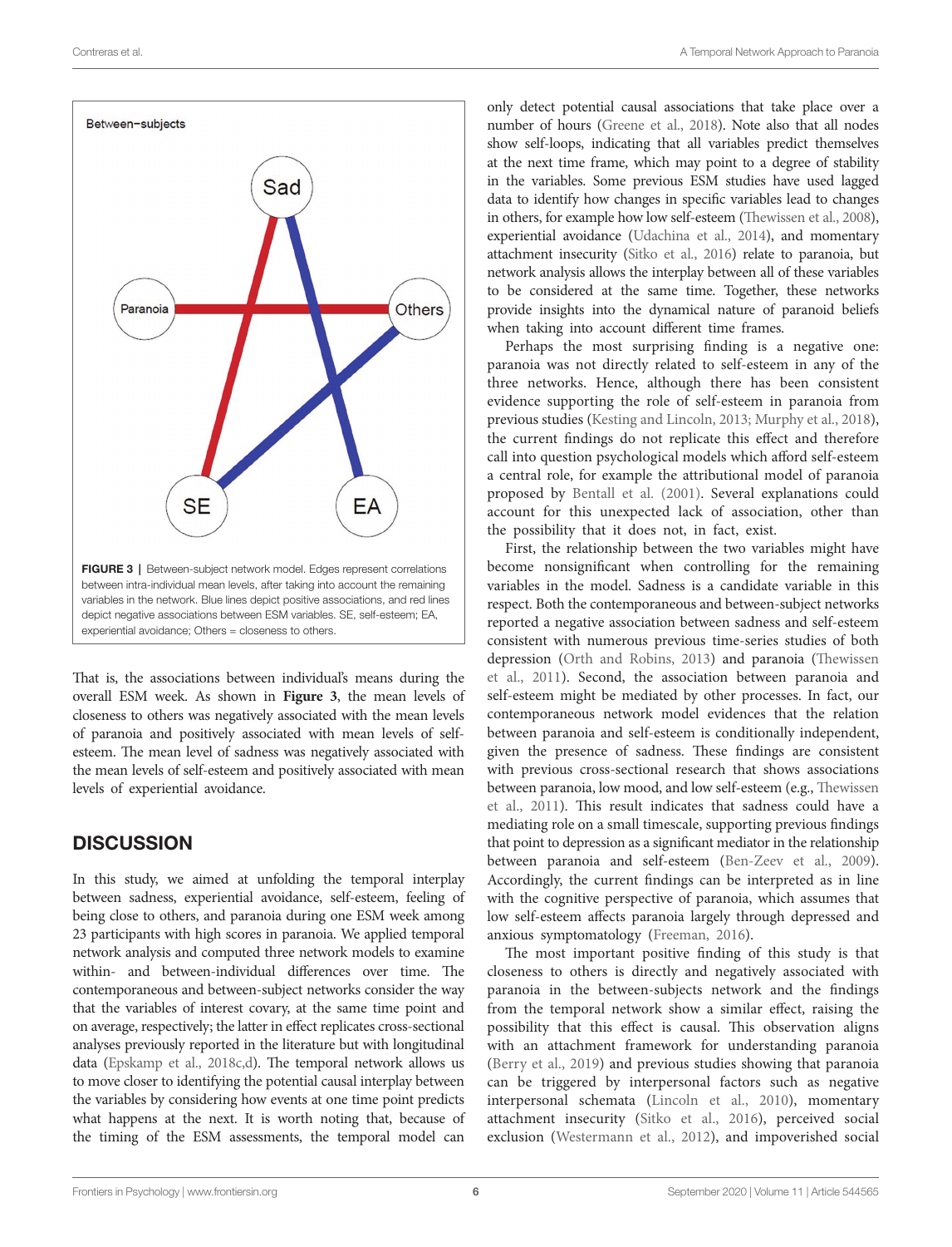**FIGURE 3** | Between-subject network model. Edges represent correlations between intra-individual mean levels, after taking into account the remaining variables in the network. Blue lines depict positive associations, and red lines depict negative associations between ESM variables. SE, self-esteem; EA, experiential avoidance; Others = closeness to others.

That is, the associations between individual's means during the overall ESM week. As shown in **Figure 3**, the mean levels of closeness to others was negatively associated with the mean levels of paranoia and positively associated with mean levels of self-esteem. The mean level of sadness was negatively associated with the mean levels of self-esteem and positively associated with mean levels of experiential avoidance.

## DISCUSSION

In this study, we aimed at unfolding the temporal interplay between sadness, experiential avoidance, self-esteem, feeling of being close to others, and paranoia during one ESM week among 23 participants with high scores in paranoia. We applied temporal network analysis and computed three network models to examine within- and between-individual differences over time. The contemporaneous and between-subject networks consider the way that the variables of interest covary, at the same time point and on average, respectively; the latter in effect replicates cross-sectional analyses previously reported in the literature but with longitudinal data (Epskamp et al., 2018c,d). The temporal network allows us to move closer to identifying the potential causal interplay between the variables by considering how events at one time point predicts what happens at the next. It is worth noting that, because of the timing of the ESM assessments, the temporal model can only detect potential causal associations that take place over a number of hours (Greene et al., 2018). Note also that all nodes show self-loops, indicating that all variables predict themselves at the next time frame, which may point to a degree of stability in the variables. Some previous ESM studies have used lagged data to identify how changes in specific variables lead to changes in others, for example how low self-esteem (Thewissen et al., 2008), experiential avoidance (Udachina et al., 2014), and momentary attachment insecurity (Sitko et al., 2016) relate to paranoia, but network analysis allows the interplay between all of these variables to be considered at the same time. Together, these networks provide insights into the dynamical nature of paranoid beliefs when taking into account different time frames.

Perhaps the most surprising finding is a negative one: paranoia was not directly related to self-esteem in any of the three networks. Hence, although there has been consistent evidence supporting the role of self-esteem in paranoia from previous studies (Kesting and Lincoln, 2013; Murphy et al., 2018), the current findings do not replicate this effect and therefore call into question psychological models which afford self-esteem a central role, for example the attributional model of paranoia proposed by Bentall et al. (2001). Several explanations could account for this unexpected lack of association, other than the possibility that it does not, in fact, exist.

First, the relationship between the two variables might have become nonsignificant when controlling for the remaining variables in the model. Sadness is a candidate variable in this respect. Both the contemporaneous and between-subject networks reported a negative association between sadness and self-esteem consistent with numerous previous time-series studies of both depression (Orth and Robins, 2013) and paranoia (Thewissen et al., 2011). Second, the association between paranoia and self-esteem might be mediated by other processes. In fact, our contemporaneous network model evidences that the relation between paranoia and self-esteem is conditionally independent, given the presence of sadness. These findings are consistent with previous cross-sectional research that shows associations between paranoia, low mood, and low self-esteem (e.g., Thewissen et al., 2011). This result indicates that sadness could have a mediating role on a small timescale, supporting previous findings that point to depression as a significant mediator in the relationship between paranoia and self-esteem (Ben-Zeev et al., 2009). Accordingly, the current findings can be interpreted as in line with the cognitive perspective of paranoia, which assumes that low self-esteem affects paranoia largely through depressed and anxious symptomatology (Freeman, 2016).

The most important positive finding of this study is that closeness to others is directly and negatively associated with paranoia in the between-subjects network and the findings from the temporal network show a similar effect, raising the possibility that this effect is causal. This observation aligns with an attachment framework for understanding paranoia (Berry et al., 2019) and previous studies showing that paranoia can be triggered by interpersonal factors such as negative interpersonal schemata (Lincoln et al., 2010), momentary attachment insecurity (Sitko et al., 2016), perceived social exclusion (Westermann et al., 2012), and impoverished social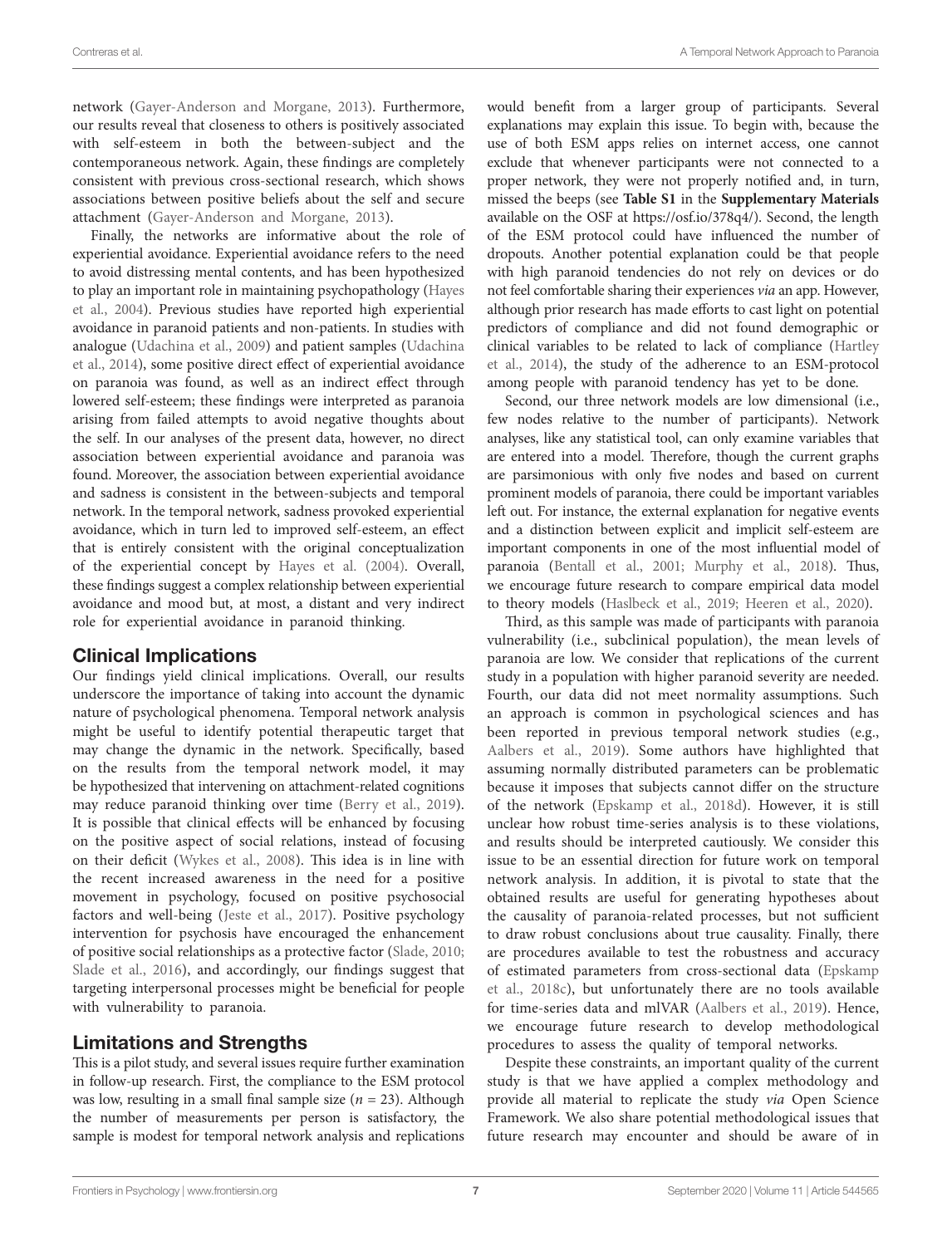network (Gayer-Anderson and Morgane, 2013). Furthermore, our results reveal that closeness to others is positively associated with self-esteem in both the between-subject and the contemporaneous network. Again, these findings are completely consistent with previous cross-sectional research, which shows associations between positive beliefs about the self and secure attachment (Gayer-Anderson and Morgane, 2013).

Finally, the networks are informative about the role of experiential avoidance. Experiential avoidance refers to the need to avoid distressing mental contents, and has been hypothesized to play an important role in maintaining psychopathology (Hayes et al., 2004). Previous studies have reported high experiential avoidance in paranoid patients and non-patients. In studies with analogue (Udachina et al., 2009) and patient samples (Udachina et al., 2014), some positive direct effect of experiential avoidance on paranoia was found, as well as an indirect effect through lowered self-esteem; these findings were interpreted as paranoia arising from failed attempts to avoid negative thoughts about the self. In our analyses of the present data, however, no direct association between experiential avoidance and paranoia was found. Moreover, the association between experiential avoidance and sadness is consistent in the between-subjects and temporal network. In the temporal network, sadness provoked experiential avoidance, which in turn led to improved self-esteem, an effect that is entirely consistent with the original conceptualization of the experiential concept by Hayes et al. (2004). Overall, these findings suggest a complex relationship between experiential avoidance and mood but, at most, a distant and very indirect role for experiential avoidance in paranoid thinking.

## Clinical Implications

Our findings yield clinical implications. Overall, our results underscore the importance of taking into account the dynamic nature of psychological phenomena. Temporal network analysis might be useful to identify potential therapeutic target that may change the dynamic in the network. Specifically, based on the results from the temporal network model, it may be hypothesized that intervening on attachment-related cognitions may reduce paranoid thinking over time (Berry et al., 2019). It is possible that clinical effects will be enhanced by focusing on the positive aspect of social relations, instead of focusing on their deficit (Wykes et al., 2008). This idea is in line with the recent increased awareness in the need for a positive movement in psychology, focused on positive psychosocial factors and well-being (Jeste et al., 2017). Positive psychology intervention for psychosis have encouraged the enhancement of positive social relationships as a protective factor (Slade, 2010; Slade et al., 2016), and accordingly, our findings suggest that targeting interpersonal processes might be beneficial for people with vulnerability to paranoia.

## Limitations and Strengths

This is a pilot study, and several issues require further examination in follow-up research. First, the compliance to the ESM protocol was low, resulting in a small final sample size ($n = 23$). Although the number of measurements per person is satisfactory, the sample is modest for temporal network analysis and replications would benefit from a larger group of participants. Several explanations may explain this issue. To begin with, because the use of both ESM apps relies on internet access, one cannot exclude that whenever participants were not connected to a proper network, they were not properly notified and, in turn, missed the beeps (see **Table S1** in the **Supplementary Materials** available on the OSF at https://osf.io/378q4/). Second, the length of the ESM protocol could have influenced the number of dropouts. Another potential explanation could be that people with high paranoid tendencies do not rely on devices or do not feel comfortable sharing their experiences *via* an app. However, although prior research has made efforts to cast light on potential predictors of compliance and did not found demographic or clinical variables to be related to lack of compliance (Hartley et al., 2014), the study of the adherence to an ESM-protocol among people with paranoid tendency has yet to be done.

Second, our three network models are low dimensional (i.e., few nodes relative to the number of participants). Network analyses, like any statistical tool, can only examine variables that are entered into a model. Therefore, though the current graphs are parsimonious with only five nodes and based on current prominent models of paranoia, there could be important variables left out. For instance, the external explanation for negative events and a distinction between explicit and implicit self-esteem are important components in one of the most influential model of paranoia (Bentall et al., 2001; Murphy et al., 2018). Thus, we encourage future research to compare empirical data model to theory models (Haslbeck et al., 2019; Heeren et al., 2020).

Third, as this sample was made of participants with paranoia vulnerability (i.e., subclinical population), the mean levels of paranoia are low. We consider that replications of the current study in a population with higher paranoid severity are needed. Fourth, our data did not meet normality assumptions. Such an approach is common in psychological sciences and has been reported in previous temporal network studies (e.g., Aalbers et al., 2019). Some authors have highlighted that assuming normally distributed parameters can be problematic because it imposes that subjects cannot differ on the structure of the network (Epskamp et al., 2018d). However, it is still unclear how robust time-series analysis is to these violations, and results should be interpreted cautiously. We consider this issue to be an essential direction for future work on temporal network analysis. In addition, it is pivotal to state that the obtained results are useful for generating hypotheses about the causality of paranoia-related processes, but not sufficient to draw robust conclusions about true causality. Finally, there are procedures available to test the robustness and accuracy of estimated parameters from cross-sectional data (Epskamp et al., 2018c), but unfortunately there are no tools available for time-series data and mlVAR (Aalbers et al., 2019). Hence, we encourage future research to develop methodological procedures to assess the quality of temporal networks.

Despite these constraints, an important quality of the current study is that we have applied a complex methodology and provide all material to replicate the study *via* Open Science Framework. We also share potential methodological issues that future research may encounter and should be aware of in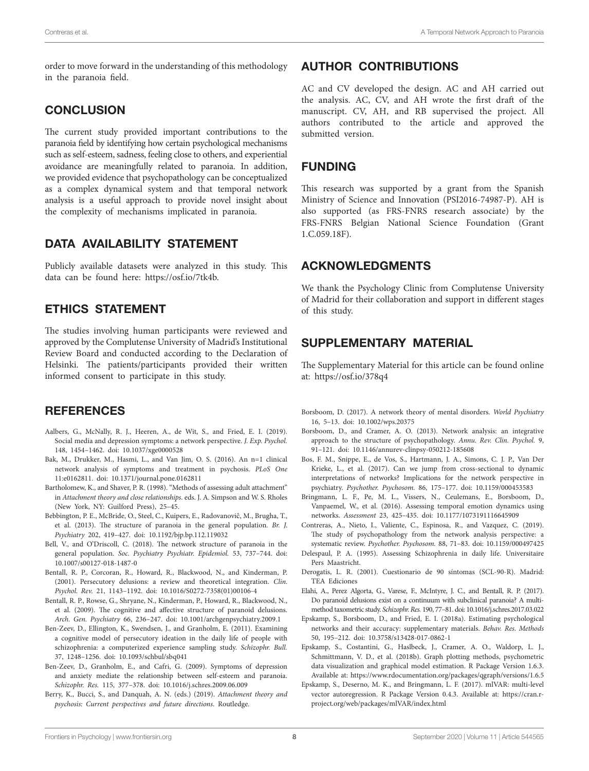order to move forward in the understanding of this methodology in the paranoia field.

## CONCLUSION

The current study provided important contributions to the paranoia field by identifying how certain psychological mechanisms such as self-esteem, sadness, feeling close to others, and experiential avoidance are meaningfully related to paranoia. In addition, we provided evidence that psychopathology can be conceptualized as a complex dynamical system and that temporal network analysis is a useful approach to provide novel insight about the complexity of mechanisms implicated in paranoia.

## DATA AVAILABILITY STATEMENT

Publicly available datasets were analyzed in this study. This data can be found here: https://osf.io/7tk4b.

## ETHICS STATEMENT

The studies involving human participants were reviewed and approved by the Complutense University of Madrid's Institutional Review Board and conducted according to the Declaration of Helsinki. The patients/participants provided their written informed consent to participate in this study.

## AUTHOR CONTRIBUTIONS

AC and CV developed the design. AC and AH carried out the analysis. AC, CV, and AH wrote the first draft of the manuscript. CV, AH, and RB supervised the project. All authors contributed to the article and approved the submitted version.

## FUNDING

This research was supported by a grant from the Spanish Ministry of Science and Innovation (PSI2016-74987-P). AH is also supported (as FRS-FNRS research associate) by the FRS-FNRS Belgian National Science Foundation (Grant 1.C.059.18F).

## ACKNOWLEDGMENTS

We thank the Psychology Clinic from Complutense University of Madrid for their collaboration and support in different stages of this study.

## SUPPLEMENTARY MATERIAL

The Supplementary Material for this article can be found online at: https://osf.io/378q4

## REFERENCES

Aalbers, G., McNally, R. J., Heeren, A., de Wit, S., and Fried, E. I. (2019). Social media and depression symptoms: a network perspective. *J. Exp. Psychol.* 148, 1454–1462. doi: 10.1037/xge0000528

Bak, M., Drukker, M., Hasmi, L., and Van Jim, O. S. (2016). An n=1 clinical network analysis of symptoms and treatment in psychosis. *PLoS One* 11:e0162811. doi: 10.1371/journal.pone.0162811

Bartholomew, K., and Shaver, P. R. (1998). "Methods of assessing adult attachment" in *Attachment theory and close relationships*. eds. J. A. Simpson and W. S. Rholes (New York, NY: Guilford Press), 25–45.

Bebbington, P. E., McBride, O., Steel, C., Kuipers, E., Radovanoviĉ, M., Brugha, T., et al. (2013). The structure of paranoia in the general population. *Br. J. Psychiatry* 202, 419–427. doi: 10.1192/bjp.bp.112.119032

Bell, V., and O'Driscoll, C. (2018). The network structure of paranoia in the general population. *Soc. Psychiatry Psychiatr. Epidemiol.* 53, 737–744. doi: 10.1007/s00127-018-1487-0

Bentall, R. P., Corcoran, R., Howard, R., Blackwood, N., and Kinderman, P. (2001). Persecutory delusions: a review and theoretical integration. *Clin. Psychol. Rev.* 21, 1143–1192. doi: 10.1016/S0272-7358(01)00106-4

Bentall, R. P., Rowse, G., Shryane, N., Kinderman, P., Howard, R., Blackwood, N., et al. (2009). The cognitive and affective structure of paranoid delusions. *Arch. Gen. Psychiatry* 66, 236–247. doi: 10.1001/archgenpsychiatry.2009.1

Ben-Zeev, D., Ellington, K., Swendsen, J., and Granholm, E. (2011). Examining a cognitive model of persecutory ideation in the daily life of people with schizophrenia: a computerized experience sampling study. *Schizophr. Bull.* 37, 1248–1256. doi: 10.1093/schbul/sbq041

Ben-Zeev, D., Granholm, E., and Cafri, G. (2009). Symptoms of depression and anxiety mediate the relationship between self-esteem and paranoia. *Schizophr. Res.* 115, 377–378. doi: 10.1016/j.schres.2009.06.009

Berry, K., Bucci, S., and Danquah, A. N. (eds.) (2019). *Attachment theory and psychosis: Current perspectives and future directions*. Routledge.

Borsboom, D. (2017). A network theory of mental disorders. *World Psychiatry* 16, 5–13. doi: 10.1002/wps.20375

Borsboom, D., and Cramer, A. O. (2013). Network analysis: an integrative approach to the structure of psychopathology. *Annu. Rev. Clin. Psychol.* 9, 91–121. doi: 10.1146/annurev-clinpsy-050212-185608

Bos, F. M., Snippe, E., de Vos, S., Hartmann, J. A., Simons, C. J. P., Van Der Krieke, L., et al. (2017). Can we jump from cross-sectional to dynamic interpretations of networks? Implications for the network perspective in psychiatry. *Psychother. Psychosom.* 86, 175–177. doi: 10.1159/000453583

Bringmann, L. F., Pe, M. L., Vissers, N., Ceulemans, E., Borsboom, D., Vanpaemel, W., et al. (2016). Assessing temporal emotion dynamics using networks. *Assessment* 23, 425–435. doi: 10.1177/1073191116645909

Contreras, A., Nieto, I., Valiente, C., Espinosa, R., and Vazquez, C. (2019). The study of psychopathology from the network analysis perspective: a systematic review. *Psychother. Psychosom.* 88, 71–83. doi: 10.1159/000497425

Delespaul, P. A. (1995). Assessing Schizophrenia in daily life. Universitaire Pers Maastricht.

Derogatis, L. R. (2001). Cuestionario de 90 síntomas (SCL-90-R). Madrid: TEA Ediciones

Elahi, A., Perez Algorta, G., Varese, F., McIntyre, J. C., and Bentall, R. P. (2017). Do paranoid delusions exist on a continuum with subclinical paranoia? A multi-method taxometric study. *Schizophr. Res.* 190, 77–81. doi: 10.1016/j.schres.2017.03.022

Epskamp, S., Borsboom, D., and Fried, E. I. (2018a). Estimating psychological networks and their accuracy: supplementary materials. *Behav. Res. Methods* 50, 195–212. doi: 10.3758/s13428-017-0862-1

Epskamp, S., Costantini, G., Haslbeck, J., Cramer, A. O., Waldorp, L. J., Schmittmann, V. D., et al. (2018b). Graph plotting methods, psychometric data visualization and graphical model estimation. R Package Version 1.6.3. Available at: https://www.rdocumentation.org/packages/qgraph/versions/1.6.5

Epskamp, S., Deserno, M. K., and Bringmann, L. F. (2017). mlVAR: multi-level vector autoregression. R Package Version 0.4.3. Available at: https://cran.r-project.org/web/packages/mlVAR/index.html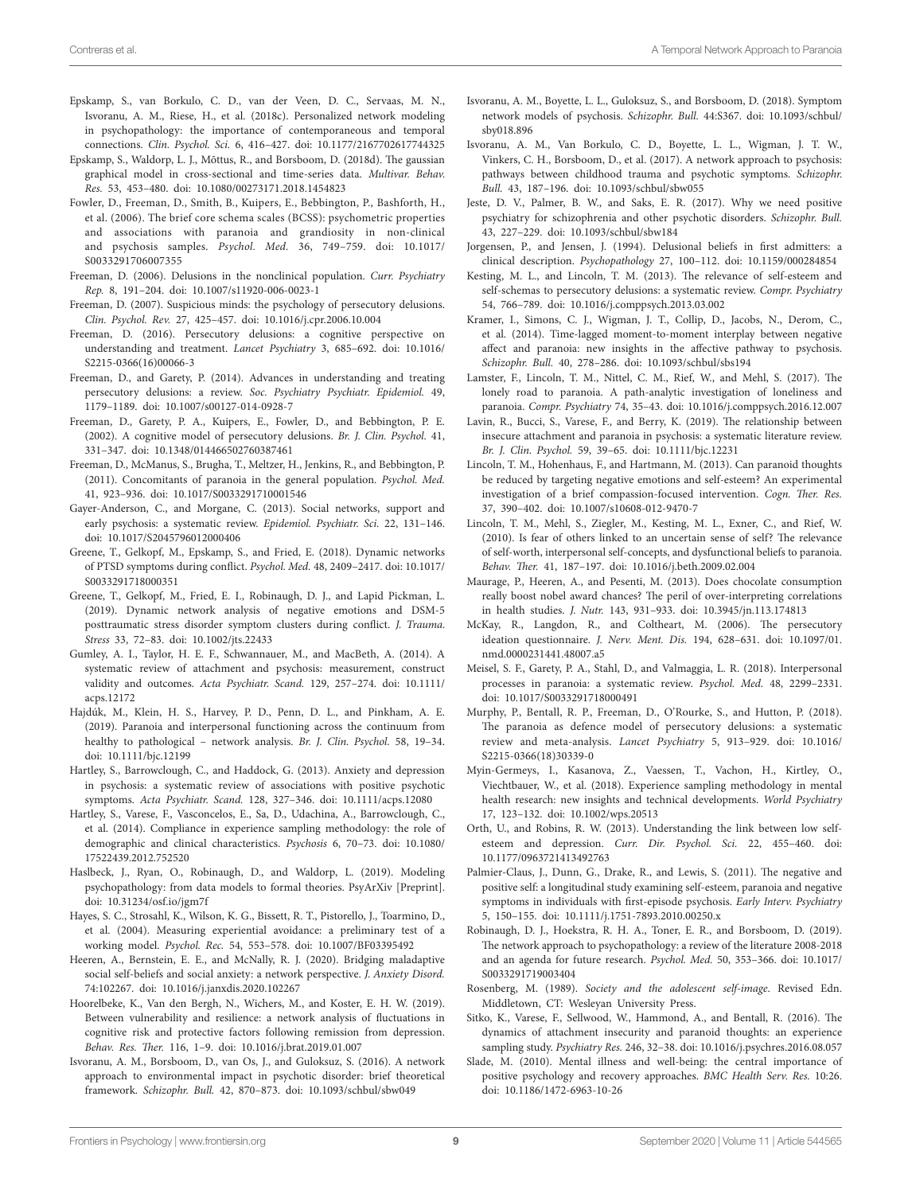Epskamp, S., van Borkulo, C. D., van der Veen, D. C., Servaas, M. N., Isvoranu, A. M., Riese, H., et al. (2018c). Personalized network modeling in psychopathology: the importance of contemporaneous and temporal connections. *Clin. Psychol. Sci.* 6, 416–427. doi: 10.1177/2167702617744325

Epskamp, S., Waldorp, L. J., Mõttus, R., and Borsboom, D. (2018d). The gaussian graphical model in cross-sectional and time-series data. *Multivar. Behav. Res.* 53, 453–480. doi: 10.1080/00273171.2018.1454823

Fowler, D., Freeman, D., Smith, B., Kuipers, E., Bebbington, P., Bashforth, H., et al. (2006). The brief core schema scales (BCSS): psychometric properties and associations with paranoia and grandiosity in non-clinical and psychosis samples. *Psychol. Med.* 36, 749–759. doi: 10.1017/S0033291706007355

Freeman, D. (2006). Delusions in the nonclinical population. *Curr. Psychiatry Rep.* 8, 191–204. doi: 10.1007/s11920-006-0023-1

Freeman, D. (2007). Suspicious minds: the psychology of persecutory delusions. *Clin. Psychol. Rev.* 27, 425–457. doi: 10.1016/j.cpr.2006.10.004

Freeman, D. (2016). Persecutory delusions: a cognitive perspective on understanding and treatment. *Lancet Psychiatry* 3, 685–692. doi: 10.1016/S2215-0366(16)00066-3

Freeman, D., and Garety, P. (2014). Advances in understanding and treating persecutory delusions: a review. *Soc. Psychiatry Psychiatr. Epidemiol.* 49, 1179–1189. doi: 10.1007/s00127-014-0928-7

Freeman, D., Garety, P. A., Kuipers, E., Fowler, D., and Bebbington, P. E. (2002). A cognitive model of persecutory delusions. *Br. J. Clin. Psychol.* 41, 331–347. doi: 10.1348/014466502760387461

Freeman, D., McManus, S., Brugha, T., Meltzer, H., Jenkins, R., and Bebbington, P. (2011). Concomitants of paranoia in the general population. *Psychol. Med.* 41, 923–936. doi: 10.1017/S0033291710001546

Gayer-Anderson, C., and Morgane, C. (2013). Social networks, support and early psychosis: a systematic review. *Epidemiol. Psychiatr. Sci.* 22, 131–146. doi: 10.1017/S2045796012000406

Greene, T., Gelkopf, M., Epskamp, S., and Fried, E. (2018). Dynamic networks of PTSD symptoms during conflict. *Psychol. Med.* 48, 2409–2417. doi: 10.1017/S0033291718000351

Greene, T., Gelkopf, M., Fried, E. I., Robinaugh, D. J., and Lapid Pickman, L. (2019). Dynamic network analysis of negative emotions and DSM-5 posttraumatic stress disorder symptom clusters during conflict. *J. Trauma. Stress* 33, 72–83. doi: 10.1002/jts.22433

Gumley, A. I., Taylor, H. E. F., Schwannauer, M., and MacBeth, A. (2014). A systematic review of attachment and psychosis: measurement, construct validity and outcomes. *Acta Psychiatr. Scand.* 129, 257–274. doi: 10.1111/acps.12172

Hajdúk, M., Klein, H. S., Harvey, P. D., Penn, D. L., and Pinkham, A. E. (2019). Paranoia and interpersonal functioning across the continuum from healthy to pathological – network analysis. *Br. J. Clin. Psychol.* 58, 19–34. doi: 10.1111/bjc.12199

Hartley, S., Barrowclough, C., and Haddock, G. (2013). Anxiety and depression in psychosis: a systematic review of associations with positive psychotic symptoms. *Acta Psychiatr. Scand.* 128, 327–346. doi: 10.1111/acps.12080

Hartley, S., Varese, F., Vasconcelos, E., Sa, D., Udachina, A., Barrowclough, C., et al. (2014). Compliance in experience sampling methodology: the role of demographic and clinical characteristics. *Psychosis* 6, 70–73. doi: 10.1080/17522439.2012.752520

Haslbeck, J., Ryan, O., Robinaugh, D., and Waldorp, L. (2019). Modeling psychopathology: from data models to formal theories. PsyArXiv [Preprint]. doi: 10.31234/osf.io/jgm7f

Hayes, S. C., Strosahl, K., Wilson, K. G., Bissett, R. T., Pistorello, J., Toarmino, D., et al. (2004). Measuring experiential avoidance: a preliminary test of a working model. *Psychol. Rec.* 54, 553–578. doi: 10.1007/BF03395492

Heeren, A., Bernstein, E. E., and McNally, R. J. (2020). Bridging maladaptive social self-beliefs and social anxiety: a network perspective. *J. Anxiety Disord.* 74:102267. doi: 10.1016/j.janxdis.2020.102267

Hoorelbeke, K., Van den Bergh, N., Wichers, M., and Koster, E. H. W. (2019). Between vulnerability and resilience: a network analysis of fluctuations in cognitive risk and protective factors following remission from depression. *Behav. Res. Ther.* 116, 1–9. doi: 10.1016/j.brat.2019.01.007

Isvoranu, A. M., Borsboom, D., van Os, J., and Guloksuz, S. (2016). A network approach to environmental impact in psychotic disorder: brief theoretical framework. *Schizophr. Bull.* 42, 870–873. doi: 10.1093/schbul/sbw049

Isvoranu, A. M., Boyette, L. L., Guloksuz, S., and Borsboom, D. (2018). Symptom network models of psychosis. *Schizophr. Bull.* 44:S367. doi: 10.1093/schbul/sby018.896

Isvoranu, A. M., Van Borkulo, C. D., Boyette, L. L., Wigman, J. T. W., Vinkers, C. H., Borsboom, D., et al. (2017). A network approach to psychosis: pathways between childhood trauma and psychotic symptoms. *Schizophr. Bull.* 43, 187–196. doi: 10.1093/schbul/sbw055

Jeste, D. V., Palmer, B. W., and Saks, E. R. (2017). Why we need positive psychiatry for schizophrenia and other psychotic disorders. *Schizophr. Bull.* 43, 227–229. doi: 10.1093/schbul/sbw184

Jorgensen, P., and Jensen, J. (1994). Delusional beliefs in first admitters: a clinical description. *Psychopathology* 27, 100–112. doi: 10.1159/000284854

Kesting, M. L., and Lincoln, T. M. (2013). The relevance of self-esteem and self-schemas to persecutory delusions: a systematic review. *Compr. Psychiatry* 54, 766–789. doi: 10.1016/j.comppsych.2013.03.002

Kramer, I., Simons, C. J., Wigman, J. T., Collip, D., Jacobs, N., Derom, C., et al. (2014). Time-lagged moment-to-moment interplay between negative affect and paranoia: new insights in the affective pathway to psychosis. *Schizophr. Bull.* 40, 278–286. doi: 10.1093/schbul/sbs194

Lamster, F., Lincoln, T. M., Nittel, C. M., Rief, W., and Mehl, S. (2017). The lonely road to paranoia. A path-analytic investigation of loneliness and paranoia. *Compr. Psychiatry* 74, 35–43. doi: 10.1016/j.comppsych.2016.12.007

Lavin, R., Bucci, S., Varese, F., and Berry, K. (2019). The relationship between insecure attachment and paranoia in psychosis: a systematic literature review. *Br. J. Clin. Psychol.* 59, 39–65. doi: 10.1111/bjc.12231

Lincoln, T. M., Hohenhaus, F., and Hartmann, M. (2013). Can paranoid thoughts be reduced by targeting negative emotions and self-esteem? An experimental investigation of a brief compassion-focused intervention. *Cogn. Ther. Res.* 37, 390–402. doi: 10.1007/s10608-012-9470-7

Lincoln, T. M., Mehl, S., Ziegler, M., Kesting, M. L., Exner, C., and Rief, W. (2010). Is fear of others linked to an uncertain sense of self? The relevance of self-worth, interpersonal self-concepts, and dysfunctional beliefs to paranoia. *Behav. Ther.* 41, 187–197. doi: 10.1016/j.beth.2009.02.004

Maurage, P., Heeren, A., and Pesenti, M. (2013). Does chocolate consumption really boost nobel award chances? The peril of over-interpreting correlations in health studies. *J. Nutr.* 143, 931–933. doi: 10.3945/jn.113.174813

McKay, R., Langdon, R., and Coltheart, M. (2006). The persecutory ideation questionnaire. *J. Nerv. Ment. Dis.* 194, 628–631. doi: 10.1097/01.nmd.0000231441.48007.a5

Meisel, S. F., Garety, P. A., Stahl, D., and Valmaggia, L. R. (2018). Interpersonal processes in paranoia: a systematic review. *Psychol. Med.* 48, 2299–2331. doi: 10.1017/S0033291718000491

Murphy, P., Bentall, R. P., Freeman, D., O'Rourke, S., and Hutton, P. (2018). The paranoia as defence model of persecutory delusions: a systematic review and meta-analysis. *Lancet Psychiatry* 5, 913–929. doi: 10.1016/S2215-0366(18)30339-0

Myin-Germeys, I., Kasanova, Z., Vaessen, T., Vachon, H., Kirtley, O., Viechtbauer, W., et al. (2018). Experience sampling methodology in mental health research: new insights and technical developments. *World Psychiatry* 17, 123–132. doi: 10.1002/wps.20513

Orth, U., and Robins, R. W. (2013). Understanding the link between low self-esteem and depression. *Curr. Dir. Psychol. Sci.* 22, 455–460. doi: 10.1177/0963721413492763

Palmier-Claus, J., Dunn, G., Drake, R., and Lewis, S. (2011). The negative and positive self: a longitudinal study examining self-esteem, paranoia and negative symptoms in individuals with first-episode psychosis. *Early Interv. Psychiatry* 5, 150–155. doi: 10.1111/j.1751-7893.2010.00250.x

Robinaugh, D. J., Hoekstra, R. H. A., Toner, E. R., and Borsboom, D. (2019). The network approach to psychopathology: a review of the literature 2008-2018 and an agenda for future research. *Psychol. Med.* 50, 353–366. doi: 10.1017/S0033291719003404

Rosenberg, M. (1989). *Society and the adolescent self-image*. Revised Edn. Middletown, CT: Wesleyan University Press.

Sitko, K., Varese, F., Sellwood, W., Hammond, A., and Bentall, R. (2016). The dynamics of attachment insecurity and paranoid thoughts: an experience sampling study. *Psychiatry Res.* 246, 32–38. doi: 10.1016/j.psychres.2016.08.057

Slade, M. (2010). Mental illness and well-being: the central importance of positive psychology and recovery approaches. *BMC Health Serv. Res.* 10:26. doi: 10.1186/1472-6963-10-26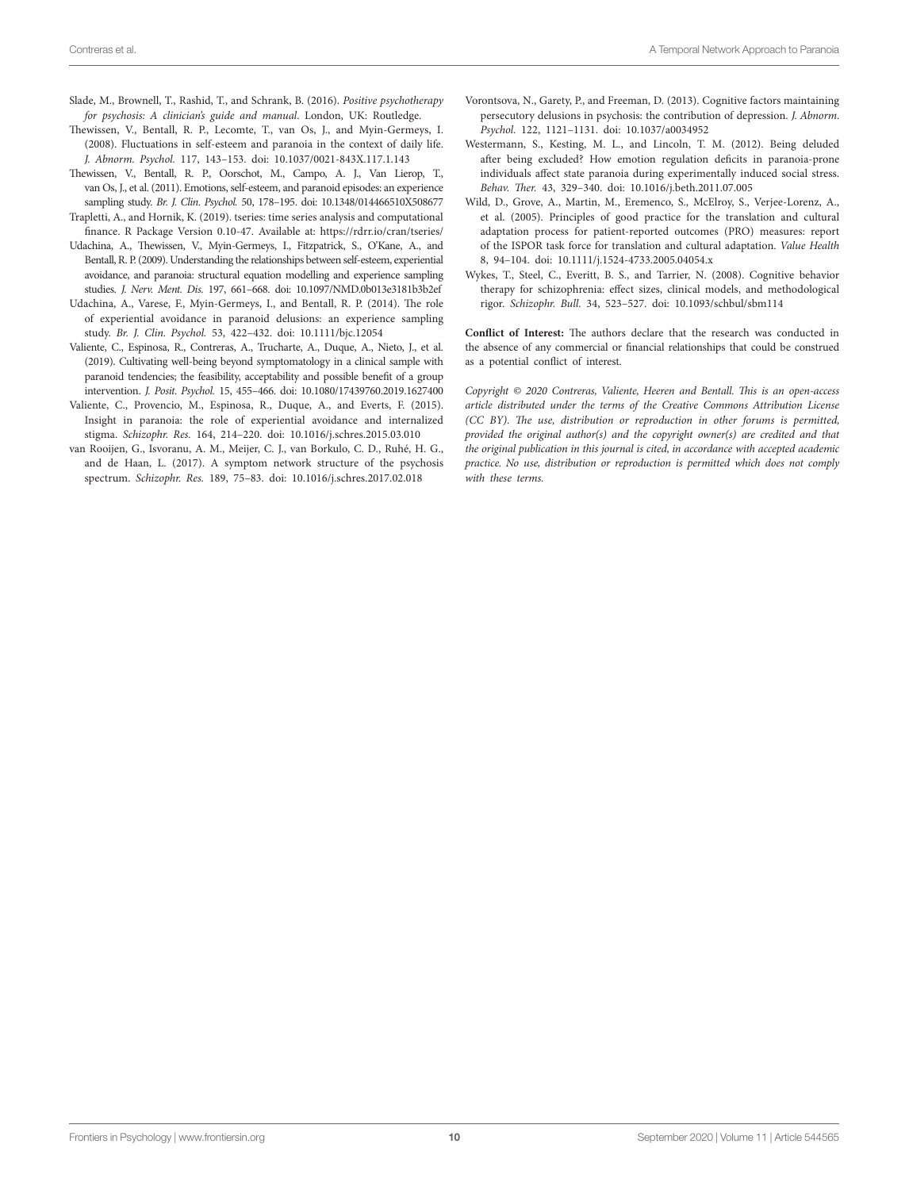Slade, M., Brownell, T., Rashid, T., and Schrank, B. (2016). *Positive psychotherapy for psychosis: A clinician's guide and manual*. London, UK: Routledge.

Thewissen, V., Bentall, R. P., Lecomte, T., van Os, J., and Myin-Germeys, I. (2008). Fluctuations in self-esteem and paranoia in the context of daily life. *J. Abnorm. Psychol.* 117, 143–153. doi: 10.1037/0021-843X.117.1.143

Thewissen, V., Bentall, R. P., Oorschot, M., Campo, A. J., Van Lierop, T., van Os, J., et al. (2011). Emotions, self-esteem, and paranoid episodes: an experience sampling study. *Br. J. Clin. Psychol.* 50, 178–195. doi: 10.1348/014466510X508677

Trapletti, A., and Hornik, K. (2019). tseries: time series analysis and computational finance. R Package Version 0.10-47. Available at: https://rdrr.io/cran/tseries/

Udachina, A., Thewissen, V., Myin-Germeys, I., Fitzpatrick, S., O'Kane, A., and Bentall, R. P. (2009). Understanding the relationships between self-esteem, experiential avoidance, and paranoia: structural equation modelling and experience sampling studies. *J. Nerv. Ment. Dis.* 197, 661–668. doi: 10.1097/NMD.0b013e3181b3b2ef

Udachina, A., Varese, F., Myin-Germeys, I., and Bentall, R. P. (2014). The role of experiential avoidance in paranoid delusions: an experience sampling study. *Br. J. Clin. Psychol.* 53, 422–432. doi: 10.1111/bjc.12054

Valiente, C., Espinosa, R., Contreras, A., Trucharte, A., Duque, A., Nieto, J., et al. (2019). Cultivating well-being beyond symptomatology in a clinical sample with paranoid tendencies; the feasibility, acceptability and possible benefit of a group intervention. *J. Posit. Psychol.* 15, 455–466. doi: 10.1080/17439760.2019.1627400

Valiente, C., Provencio, M., Espinosa, R., Duque, A., and Everts, F. (2015). Insight in paranoia: the role of experiential avoidance and internalized stigma. *Schizophr. Res.* 164, 214–220. doi: 10.1016/j.schres.2015.03.010

van Rooijen, G., Isvoranu, A. M., Meijer, C. J., van Borkulo, C. D., Ruhé, H. G., and de Haan, L. (2017). A symptom network structure of the psychosis spectrum. *Schizophr. Res.* 189, 75–83. doi: 10.1016/j.schres.2017.02.018

Vorontsova, N., Garety, P., and Freeman, D. (2013). Cognitive factors maintaining persecutory delusions in psychosis: the contribution of depression. *J. Abnorm. Psychol.* 122, 1121–1131. doi: 10.1037/a0034952

Westermann, S., Kesting, M. L., and Lincoln, T. M. (2012). Being deluded after being excluded? How emotion regulation deficits in paranoia-prone individuals affect state paranoia during experimentally induced social stress. *Behav. Ther.* 43, 329–340. doi: 10.1016/j.beth.2011.07.005

Wild, D., Grove, A., Martin, M., Eremenco, S., McElroy, S., Verjee-Lorenz, A., et al. (2005). Principles of good practice for the translation and cultural adaptation process for patient-reported outcomes (PRO) measures: report of the ISPOR task force for translation and cultural adaptation. *Value Health* 8, 94–104. doi: 10.1111/j.1524-4733.2005.04054.x

Wykes, T., Steel, C., Everitt, B. S., and Tarrier, N. (2008). Cognitive behavior therapy for schizophrenia: effect sizes, clinical models, and methodological rigor. *Schizophr. Bull.* 34, 523–527. doi: 10.1093/schbul/sbm114

**Conflict of Interest:** The authors declare that the research was conducted in the absence of any commercial or financial relationships that could be construed as a potential conflict of interest.

*Copyright © 2020 Contreras, Valiente, Heeren and Bentall. This is an open-access article distributed under the terms of the Creative Commons Attribution License (CC BY). The use, distribution or reproduction in other forums is permitted, provided the original author(s) and the copyright owner(s) are credited and that the original publication in this journal is cited, in accordance with accepted academic practice. No use, distribution or reproduction is permitted which does not comply with these terms.*